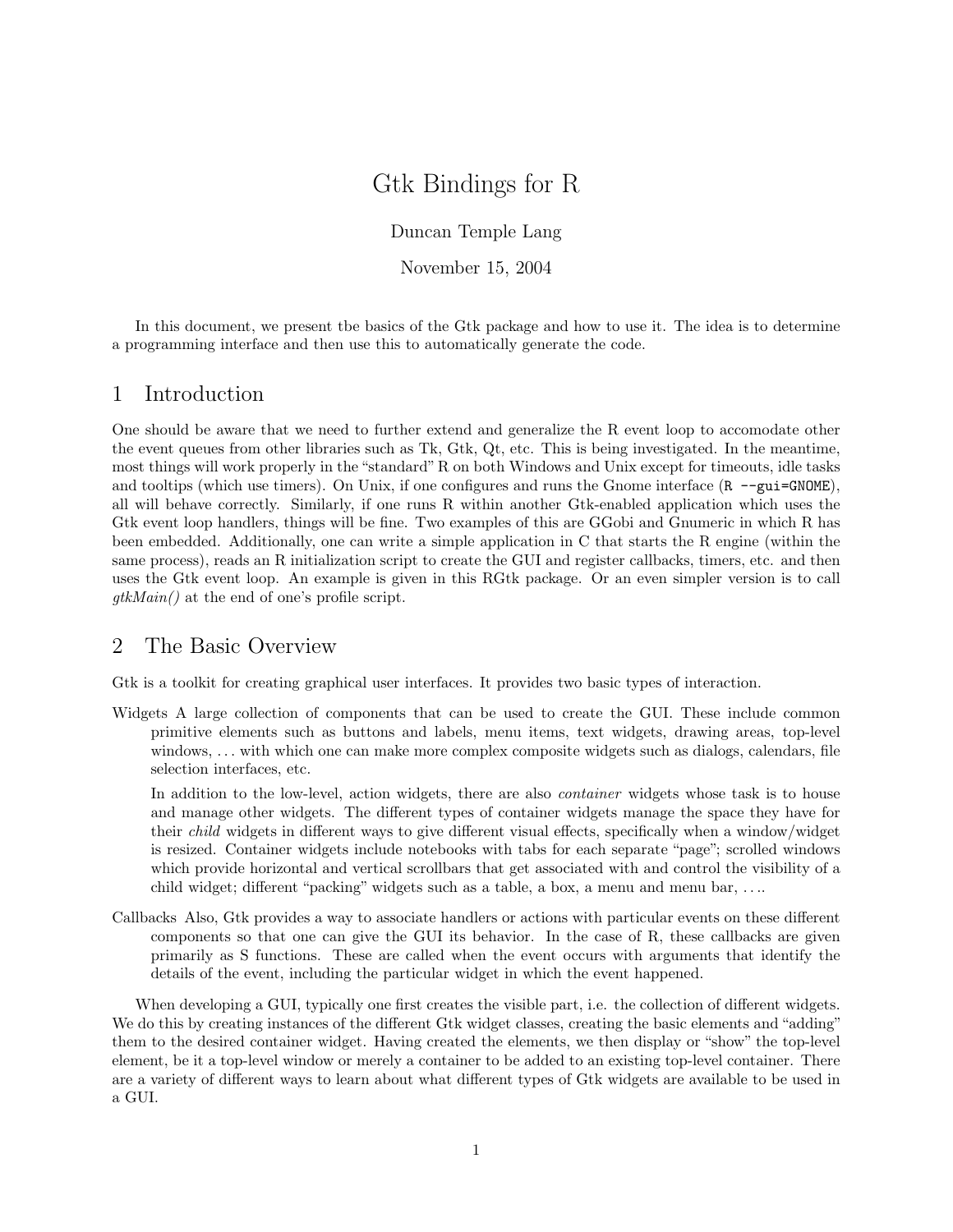# Gtk Bindings for R

Duncan Temple Lang

November 15, 2004

In this document, we present tbe basics of the Gtk package and how to use it. The idea is to determine a programming interface and then use this to automatically generate the code.

## 1 Introduction

One should be aware that we need to further extend and generalize the R event loop to accomodate other the event queues from other libraries such as Tk, Gtk, Qt, etc. This is being investigated. In the meantime, most things will work properly in the "standard" R on both Windows and Unix except for timeouts, idle tasks and tooltips (which use timers). On Unix, if one configures and runs the Gnome interface (`R --gui=GNOME`), all will behave correctly. Similarly, if one runs R within another Gtk-enabled application which uses the Gtk event loop handlers, things will be fine. Two examples of this are GGobi and Gnumeric in which R has been embedded. Additionally, one can write a simple application in C that starts the R engine (within the same process), reads an R initialization script to create the GUI and register callbacks, timers, etc. and then uses the Gtk event loop. An example is given in this RGtk package. Or an even simpler version is to call *gtkMain()* at the end of one's profile script.

## 2 The Basic Overview

Gtk is a toolkit for creating graphical user interfaces. It provides two basic types of interaction.

Widgets A large collection of components that can be used to create the GUI. These include common primitive elements such as buttons and labels, menu items, text widgets, drawing areas, top-level windows, . . . with which one can make more complex composite widgets such as dialogs, calendars, file selection interfaces, etc.

In addition to the low-level, action widgets, there are also *container* widgets whose task is to house and manage other widgets. The different types of container widgets manage the space they have for their *child* widgets in different ways to give different visual effects, specifically when a window/widget is resized. Container widgets include notebooks with tabs for each separate "page"; scrolled windows which provide horizontal and vertical scrollbars that get associated with and control the visibility of a child widget; different "packing" widgets such as a table, a box, a menu and menu bar, . . ..

Callbacks Also, Gtk provides a way to associate handlers or actions with particular events on these different components so that one can give the GUI its behavior. In the case of R, these callbacks are given primarily as S functions. These are called when the event occurs with arguments that identify the details of the event, including the particular widget in which the event happened.

When developing a GUI, typically one first creates the visible part, i.e. the collection of different widgets. We do this by creating instances of the different Gtk widget classes, creating the basic elements and "adding" them to the desired container widget. Having created the elements, we then display or "show" the top-level element, be it a top-level window or merely a container to be added to an existing top-level container. There are a variety of different ways to learn about what different types of Gtk widgets are available to be used in a GUI.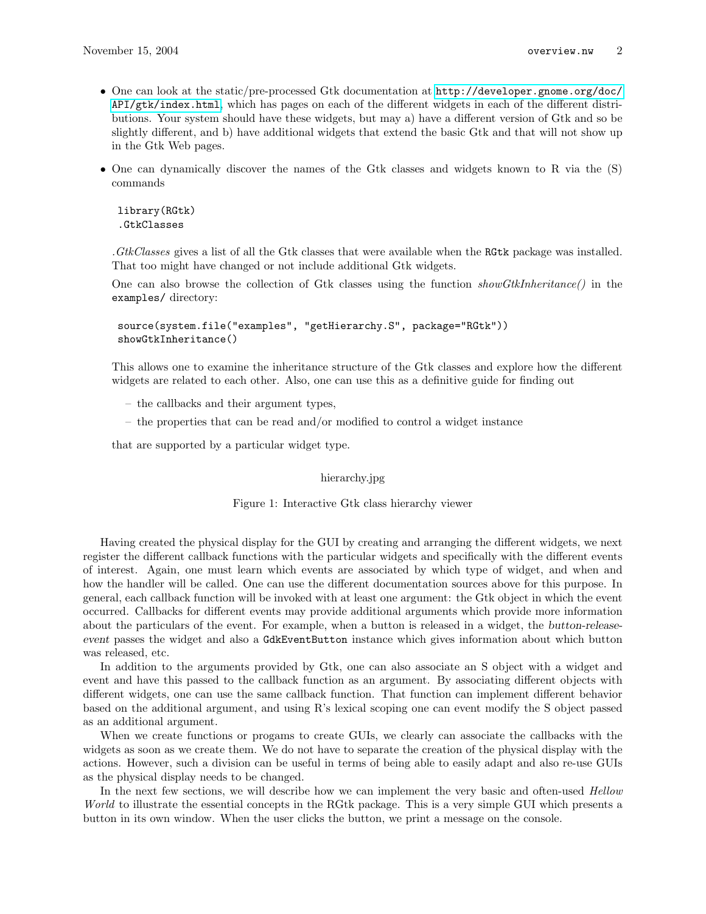- One can look at the static/pre-processed Gtk documentation at http://developer.gnome.org/doc/API/gtk/index.html, which has pages on each of the different widgets in each of the different distributions. Your system should have these widgets, but may a) have a different version of Gtk and so be slightly different, and b) have additional widgets that extend the basic Gtk and that will not show up in the Gtk Web pages.
- One can dynamically discover the names of the Gtk classes and widgets known to R via the (S) commands

  ```
  library(RGtk)
  .GtkClasses
  ```

  *.GtkClasses* gives a list of all the Gtk classes that were available when the `RGtk` package was installed. That too might have changed or not include additional Gtk widgets.

  One can also browse the collection of Gtk classes using the function *showGtkInheritance()* in the `examples/` directory:

  ```
  source(system.file("examples", "getHierarchy.S", package="RGtk"))
  showGtkInheritance()
  ```

  This allows one to examine the inheritance structure of the Gtk classes and explore how the different widgets are related to each other. Also, one can use this as a definitive guide for finding out

  - the callbacks and their argument types,
  - the properties that can be read and/or modified to control a widget instance

  that are supported by a particular widget type.

hierarchy.jpg

Figure 1: Interactive Gtk class hierarchy viewer

Having created the physical display for the GUI by creating and arranging the different widgets, we next register the different callback functions with the particular widgets and specifically with the different events of interest. Again, one must learn which events are associated by which type of widget, and when and how the handler will be called. One can use the different documentation sources above for this purpose. In general, each callback function will be invoked with at least one argument: the Gtk object in which the event occurred. Callbacks for different events may provide additional arguments which provide more information about the particulars of the event. For example, when a button is released in a widget, the *button-release-event* passes the widget and also a `GdkEventButton` instance which gives information about which button was released, etc.

In addition to the arguments provided by Gtk, one can also associate an S object with a widget and event and have this passed to the callback function as an argument. By associating different objects with different widgets, one can use the same callback function. That function can implement different behavior based on the additional argument, and using R's lexical scoping one can event modify the S object passed as an additional argument.

When we create functions or progams to create GUIs, we clearly can associate the callbacks with the widgets as soon as we create them. We do not have to separate the creation of the physical display with the actions. However, such a division can be useful in terms of being able to easily adapt and also re-use GUIs as the physical display needs to be changed.

In the next few sections, we will describe how we can implement the very basic and often-used *Hellow World* to illustrate the essential concepts in the RGtk package. This is a very simple GUI which presents a button in its own window. When the user clicks the button, we print a message on the console.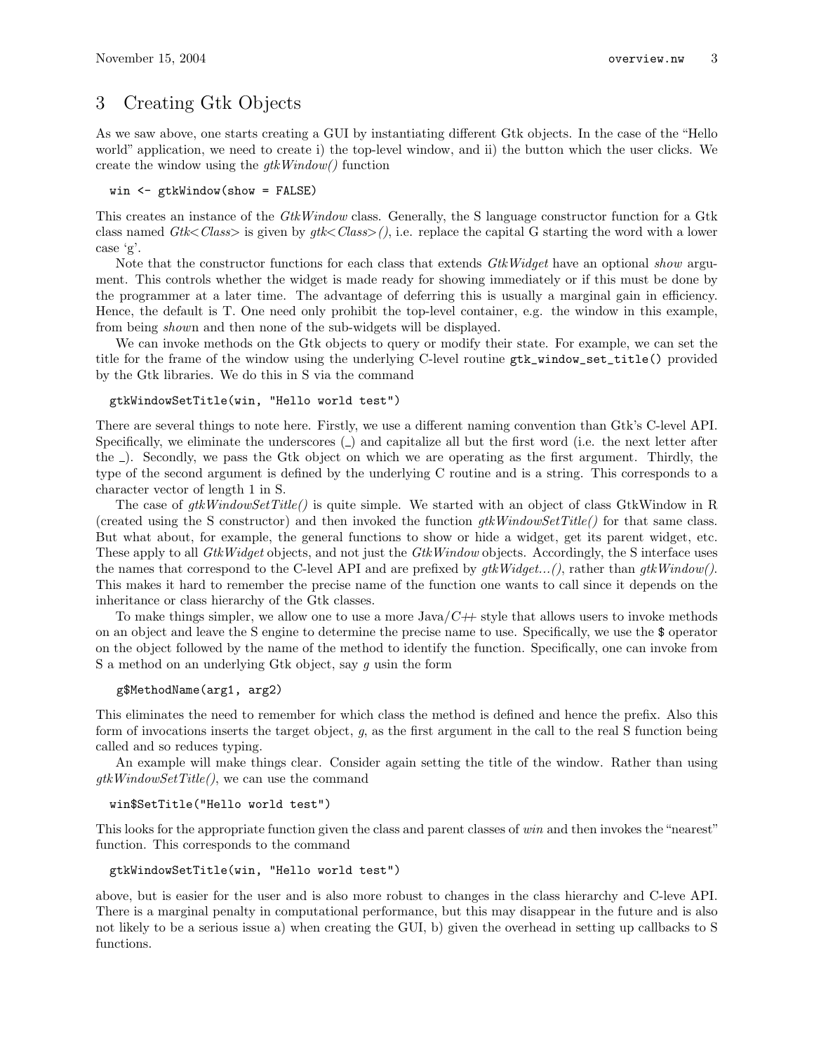## 3 Creating Gtk Objects

As we saw above, one starts creating a GUI by instantiating different Gtk objects. In the case of the "Hello world" application, we need to create i) the top-level window, and ii) the button which the user clicks. We create the window using the *gtkWindow()* function

```
win <- gtkWindow(show = FALSE)
```

This creates an instance of the *GtkWindow* class. Generally, the S language constructor function for a Gtk class named *Gtk<Class>* is given by *gtk<Class>()*, i.e. replace the capital G starting the word with a lower case 'g'.

Note that the constructor functions for each class that extends *GtkWidget* have an optional *show* argument. This controls whether the widget is made ready for showing immediately or if this must be done by the programmer at a later time. The advantage of deferring this is usually a marginal gain in efficiency. Hence, the default is T. One need only prohibit the top-level container, e.g. the window in this example, from being *show*n and then none of the sub-widgets will be displayed.

We can invoke methods on the Gtk objects to query or modify their state. For example, we can set the title for the frame of the window using the underlying C-level routine `gtk_window_set_title()` provided by the Gtk libraries. We do this in S via the command

```
gtkWindowSetTitle(win, "Hello world test")
```

There are several things to note here. Firstly, we use a different naming convention than Gtk's C-level API. Specifically, we eliminate the underscores (_) and capitalize all but the first word (i.e. the next letter after the _). Secondly, we pass the Gtk object on which we are operating as the first argument. Thirdly, the type of the second argument is defined by the underlying C routine and is a string. This corresponds to a character vector of length 1 in S.

The case of *gtkWindowSetTitle()* is quite simple. We started with an object of class GtkWindow in R (created using the S constructor) and then invoked the function *gtkWindowSetTitle()* for that same class. But what about, for example, the general functions to show or hide a widget, get its parent widget, etc. These apply to all *GtkWidget* objects, and not just the *GtkWindow* objects. Accordingly, the S interface uses the names that correspond to the C-level API and are prefixed by *gtkWidget...()*, rather than *gtkWindow()*. This makes it hard to remember the precise name of the function one wants to call since it depends on the inheritance or class hierarchy of the Gtk classes.

To make things simpler, we allow one to use a more Java/*C++* style that allows users to invoke methods on an object and leave the S engine to determine the precise name to use. Specifically, we use the `$` operator on the object followed by the name of the method to identify the function. Specifically, one can invoke from S a method on an underlying Gtk object, say *g* usin the form

```
g$MethodName(arg1, arg2)
```

This eliminates the need to remember for which class the method is defined and hence the prefix. Also this form of invocations inserts the target object, *g*, as the first argument in the call to the real S function being called and so reduces typing.

An example will make things clear. Consider again setting the title of the window. Rather than using *gtkWindowSetTitle()*, we can use the command

```
win$SetTitle("Hello world test")
```

This looks for the appropriate function given the class and parent classes of *win* and then invokes the "nearest" function. This corresponds to the command

```
gtkWindowSetTitle(win, "Hello world test")
```

above, but is easier for the user and is also more robust to changes in the class hierarchy and C-leve API. There is a marginal penalty in computational performance, but this may disappear in the future and is also not likely to be a serious issue a) when creating the GUI, b) given the overhead in setting up callbacks to S functions.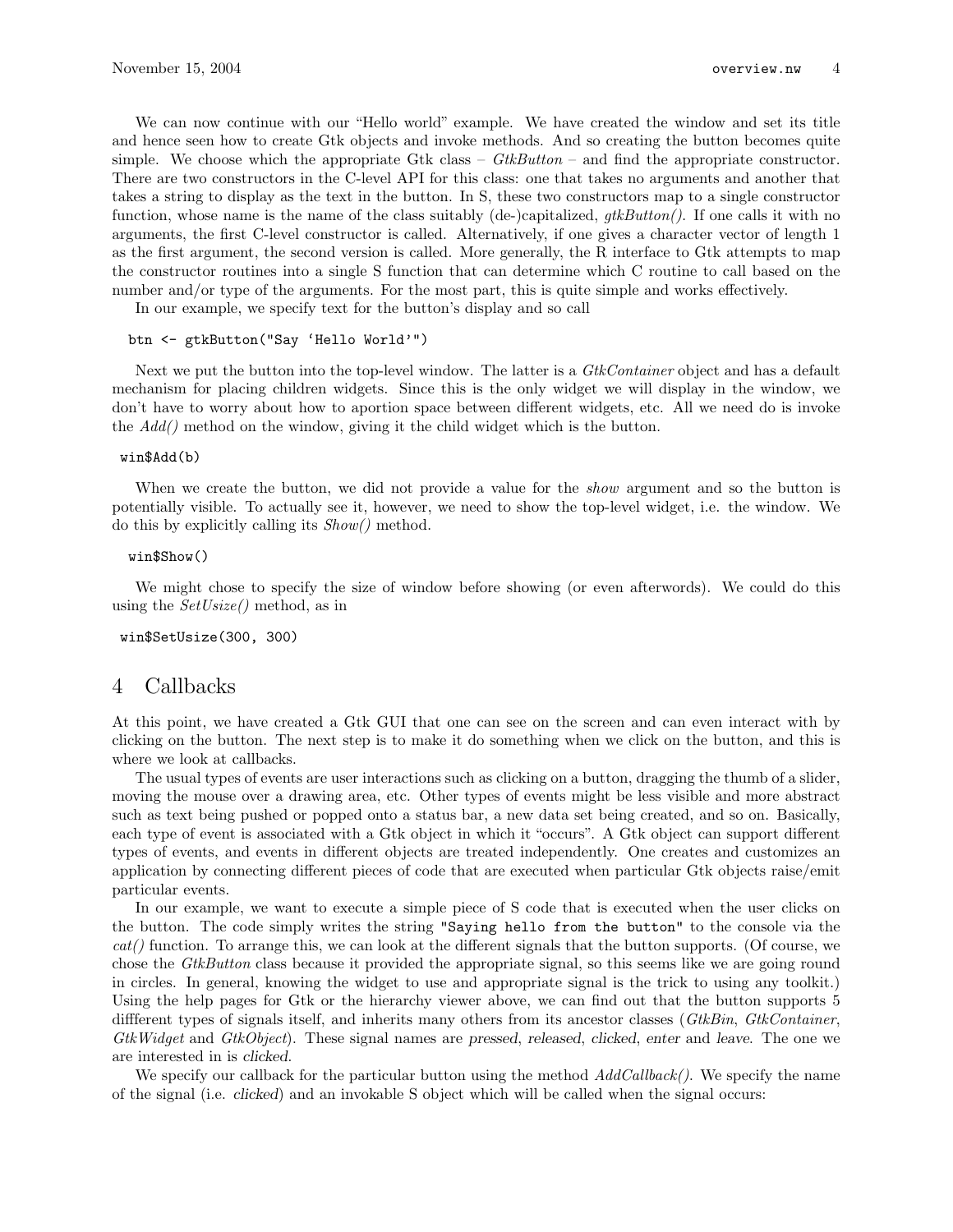We can now continue with our "Hello world" example. We have created the window and set its title and hence seen how to create Gtk objects and invoke methods. And so creating the button becomes quite simple. We choose which the appropriate Gtk class – *GtkButton* – and find the appropriate constructor. There are two constructors in the C-level API for this class: one that takes no arguments and another that takes a string to display as the text in the button. In S, these two constructors map to a single constructor function, whose name is the name of the class suitably (de-)capitalized, *gtkButton()*. If one calls it with no arguments, the first C-level constructor is called. Alternatively, if one gives a character vector of length 1 as the first argument, the second version is called. More generally, the R interface to Gtk attempts to map the constructor routines into a single S function that can determine which C routine to call based on the number and/or type of the arguments. For the most part, this is quite simple and works effectively.

In our example, we specify text for the button's display and so call

```
btn <- gtkButton("Say 'Hello World'")
```

Next we put the button into the top-level window. The latter is a *GtkContainer* object and has a default mechanism for placing children widgets. Since this is the only widget we will display in the window, we don't have to worry about how to aportion space between different widgets, etc. All we need do is invoke the *Add()* method on the window, giving it the child widget which is the button.

```
win$Add(b)
```

When we create the button, we did not provide a value for the *show* argument and so the button is potentially visible. To actually see it, however, we need to show the top-level widget, i.e. the window. We do this by explicitly calling its *Show()* method.

```
win$Show()
```

We might chose to specify the size of window before showing (or even afterwords). We could do this using the *SetUsize()* method, as in

```
win$SetUsize(300, 300)
```

# 4 Callbacks

At this point, we have created a Gtk GUI that one can see on the screen and can even interact with by clicking on the button. The next step is to make it do something when we click on the button, and this is where we look at callbacks.

The usual types of events are user interactions such as clicking on a button, dragging the thumb of a slider, moving the mouse over a drawing area, etc. Other types of events might be less visible and more abstract such as text being pushed or popped onto a status bar, a new data set being created, and so on. Basically, each type of event is associated with a Gtk object in which it "occurs". A Gtk object can support different types of events, and events in different objects are treated independently. One creates and customizes an application by connecting different pieces of code that are executed when particular Gtk objects raise/emit particular events.

In our example, we want to execute a simple piece of S code that is executed when the user clicks on the button. The code simply writes the string `"Saying hello from the button"` to the console via the *cat()* function. To arrange this, we can look at the different signals that the button supports. (Of course, we chose the *GtkButton* class because it provided the appropriate signal, so this seems like we are going round in circles. In general, knowing the widget to use and appropriate signal is the trick to using any toolkit.) Using the help pages for Gtk or the hierarchy viewer above, we can find out that the button supports 5 diffferent types of signals itself, and inherits many others from its ancestor classes (*GtkBin*, *GtkContainer*, *GtkWidget* and *GtkObject*). These signal names are pressed, released, clicked, enter and leave. The one we are interested in is clicked.

We specify our callback for the particular button using the method *AddCallback()*. We specify the name of the signal (i.e. clicked) and an invokable S object which will be called when the signal occurs: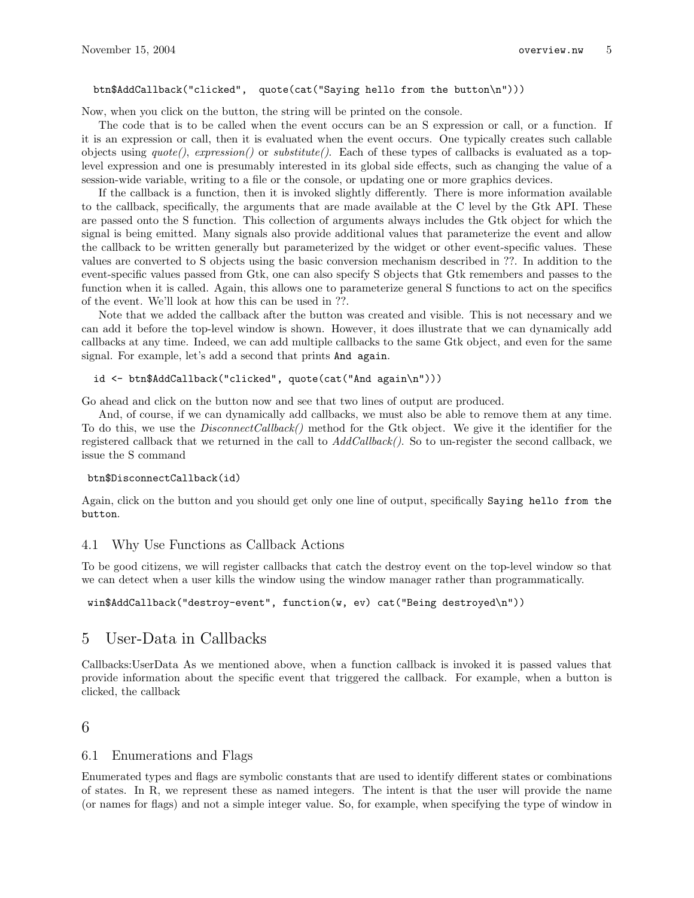```
btn$AddCallback("clicked",  quote(cat("Saying hello from the button\n")))
```

Now, when you click on the button, the string will be printed on the console.

The code that is to be called when the event occurs can be an S expression or call, or a function. If it is an expression or call, then it is evaluated when the event occurs. One typically creates such callable objects using *quote()*, *expression()* or *substitute()*. Each of these types of callbacks is evaluated as a top-level expression and one is presumably interested in its global side effects, such as changing the value of a session-wide variable, writing to a file or the console, or updating one or more graphics devices.

If the callback is a function, then it is invoked slightly differently. There is more information available to the callback, specifically, the arguments that are made available at the C level by the Gtk API. These are passed onto the S function. This collection of arguments always includes the Gtk object for which the signal is being emitted. Many signals also provide additional values that parameterize the event and allow the callback to be written generally but parameterized by the widget or other event-specific values. These values are converted to S objects using the basic conversion mechanism described in ??. In addition to the event-specific values passed from Gtk, one can also specify S objects that Gtk remembers and passes to the function when it is called. Again, this allows one to parameterize general S functions to act on the specifics of the event. We'll look at how this can be used in ??.

Note that we added the callback after the button was created and visible. This is not necessary and we can add it before the top-level window is shown. However, it does illustrate that we can dynamically add callbacks at any time. Indeed, we can add multiple callbacks to the same Gtk object, and even for the same signal. For example, let's add a second that prints `And again`.

```
id <- btn$AddCallback("clicked", quote(cat("And again\n")))
```

Go ahead and click on the button now and see that two lines of output are produced.

And, of course, if we can dynamically add callbacks, we must also be able to remove them at any time. To do this, we use the *DisconnectCallback()* method for the Gtk object. We give it the identifier for the registered callback that we returned in the call to *AddCallback()*. So to un-register the second callback, we issue the S command

```
btn$DisconnectCallback(id)
```

Again, click on the button and you should get only one line of output, specifically `Saying hello from the button`.

## 4.1 Why Use Functions as Callback Actions

To be good citizens, we will register callbacks that catch the destroy event on the top-level window so that we can detect when a user kills the window using the window manager rather than programmatically.

```
win$AddCallback("destroy-event", function(w, ev) cat("Being destroyed\n"))
```

# 5 User-Data in Callbacks

Callbacks:UserData As we mentioned above, when a function callback is invoked it is passed values that provide information about the specific event that triggered the callback. For example, when a button is clicked, the callback

# 6

## 6.1 Enumerations and Flags

Enumerated types and flags are symbolic constants that are used to identify different states or combinations of states. In R, we represent these as named integers. The intent is that the user will provide the name (or names for flags) and not a simple integer value. So, for example, when specifying the type of window in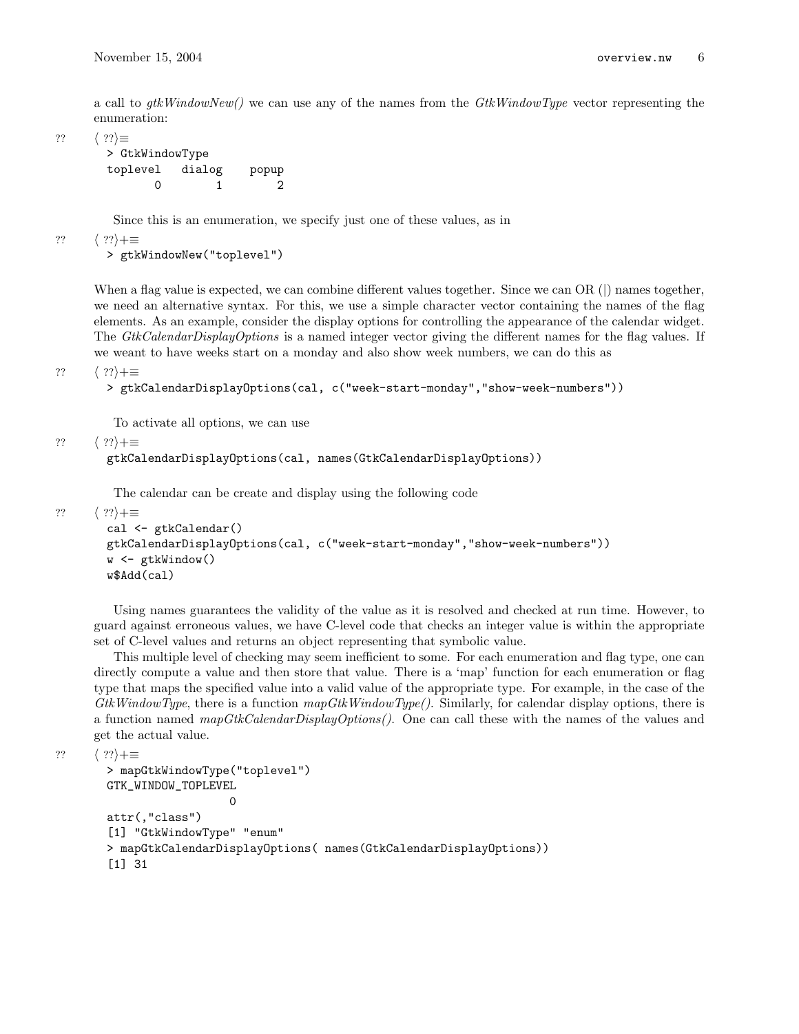a call to *gtkWindowNew()* we can use any of the names from the *GtkWindowType* vector representing the enumeration:

⟨ ??⟩≡
```
> GtkWindowType
toplevel   dialog    popup
       0        1        2
```

Since this is an enumeration, we specify just one of these values, as in

⟨ ??⟩+≡
```
> gtkWindowNew("toplevel")
```

When a flag value is expected, we can combine different values together. Since we can OR (|) names together, we need an alternative syntax. For this, we use a simple character vector containing the names of the flag elements. As an example, consider the display options for controlling the appearance of the calendar widget. The *GtkCalendarDisplayOptions* is a named integer vector giving the different names for the flag values. If we weant to have weeks start on a monday and also show week numbers, we can do this as

⟨ ??⟩+≡
```
> gtkCalendarDisplayOptions(cal, c("week-start-monday","show-week-numbers"))
```

To activate all options, we can use

⟨ ??⟩+≡
```
gtkCalendarDisplayOptions(cal, names(GtkCalendarDisplayOptions))
```

The calendar can be create and display using the following code

⟨ ??⟩+≡
```
cal <- gtkCalendar()
gtkCalendarDisplayOptions(cal, c("week-start-monday","show-week-numbers"))
w <- gtkWindow()
w$Add(cal)
```

Using names guarantees the validity of the value as it is resolved and checked at run time. However, to guard against erroneous values, we have C-level code that checks an integer value is within the appropriate set of C-level values and returns an object representing that symbolic value.

This multiple level of checking may seem inefficient to some. For each enumeration and flag type, one can directly compute a value and then store that value. There is a 'map' function for each enumeration or flag type that maps the specified value into a valid value of the appropriate type. For example, in the case of the *GtkWindowType*, there is a function *mapGtkWindowType()*. Similarly, for calendar display options, there is a function named *mapGtkCalendarDisplayOptions()*. One can call these with the names of the values and get the actual value.

⟨ ??⟩+≡
```
> mapGtkWindowType("toplevel")
GTK_WINDOW_TOPLEVEL
                  0
attr(,"class")
[1] "GtkWindowType" "enum"
> mapGtkCalendarDisplayOptions( names(GtkCalendarDisplayOptions))
[1] 31
```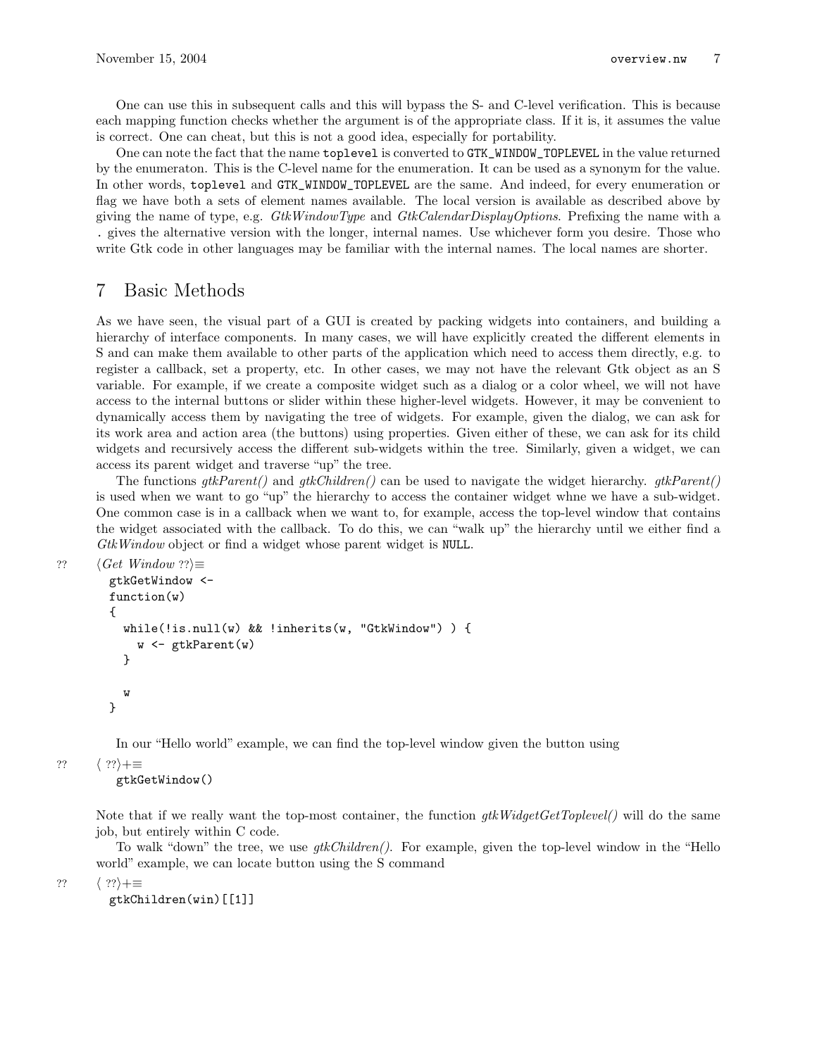One can use this in subsequent calls and this will bypass the S- and C-level verification. This is because each mapping function checks whether the argument is of the appropriate class. If it is, it assumes the value is correct. One can cheat, but this is not a good idea, especially for portability.

One can note the fact that the name `toplevel` is converted to `GTK_WINDOW_TOPLEVEL` in the value returned by the enumeraton. This is the C-level name for the enumeration. It can be used as a synonym for the value. In other words, `toplevel` and `GTK_WINDOW_TOPLEVEL` are the same. And indeed, for every enumeration or flag we have both a sets of element names available. The local version is available as described above by giving the name of type, e.g. *GtkWindowType* and *GtkCalendarDisplayOptions*. Prefixing the name with a . gives the alternative version with the longer, internal names. Use whichever form you desire. Those who write Gtk code in other languages may be familiar with the internal names. The local names are shorter.

# 7 Basic Methods

As we have seen, the visual part of a GUI is created by packing widgets into containers, and building a hierarchy of interface components. In many cases, we will have explicitly created the different elements in S and can make them available to other parts of the application which need to access them directly, e.g. to register a callback, set a property, etc. In other cases, we may not have the relevant Gtk object as an S variable. For example, if we create a composite widget such as a dialog or a color wheel, we will not have access to the internal buttons or slider within these higher-level widgets. However, it may be convenient to dynamically access them by navigating the tree of widgets. For example, given the dialog, we can ask for its work area and action area (the buttons) using properties. Given either of these, we can ask for its child widgets and recursively access the different sub-widgets within the tree. Similarly, given a widget, we can access its parent widget and traverse "up" the tree.

The functions *gtkParent()* and *gtkChildren()* can be used to navigate the widget hierarchy. *gtkParent()* is used when we want to go "up" the hierarchy to access the container widget whne we have a sub-widget. One common case is in a callback when we want to, for example, access the top-level window that contains the widget associated with the callback. To do this, we can "walk up" the hierarchy until we either find a *GtkWindow* object or find a widget whose parent widget is `NULL`.

?? ⟨*Get Window* ??⟩≡

```
gtkGetWindow <-
function(w)
{
  while(!is.null(w) && !inherits(w, "GtkWindow") ) {
    w <- gtkParent(w)
  }

  w
}
```

In our "Hello world" example, we can find the top-level window given the button using

?? ⟨ ??⟩+≡

```
gtkGetWindow()
```

Note that if we really want the top-most container, the function *gtkWidgetGetToplevel()* will do the same job, but entirely within C code.

To walk "down" the tree, we use *gtkChildren()*. For example, given the top-level window in the "Hello world" example, we can locate button using the S command

?? ⟨ ??⟩+≡

```
gtkChildren(win)[[1]]
```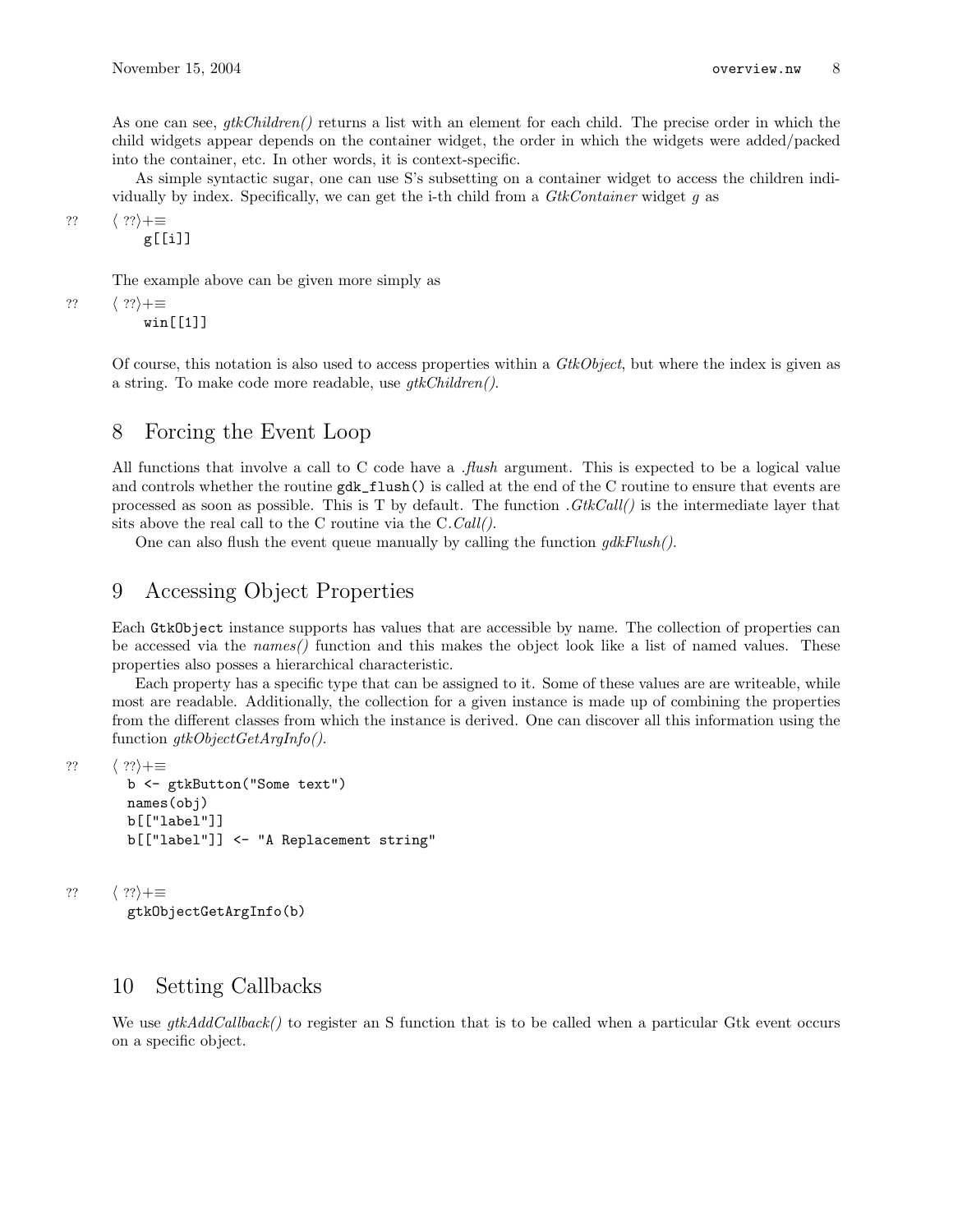As one can see, *gtkChildren()* returns a list with an element for each child. The precise order in which the child widgets appear depends on the container widget, the order in which the widgets were added/packed into the container, etc. In other words, it is context-specific.

As simple syntactic sugar, one can use S's subsetting on a container widget to access the children individually by index. Specifically, we can get the i-th child from a *GtkContainer* widget *g* as

?? ⟨ ??⟩+≡
```
g[[i]]
```

The example above can be given more simply as

?? ⟨ ??⟩+≡
```
win[[1]]
```

Of course, this notation is also used to access properties within a *GtkObject*, but where the index is given as a string. To make code more readable, use *gtkChildren()*.

## 8 Forcing the Event Loop

All functions that involve a call to C code have a *.flush* argument. This is expected to be a logical value and controls whether the routine `gdk_flush()` is called at the end of the C routine to ensure that events are processed as soon as possible. This is T by default. The function *.GtkCall()* is the intermediate layer that sits above the real call to the C routine via the C.*Call()*.

One can also flush the event queue manually by calling the function *gdkFlush()*.

## 9 Accessing Object Properties

Each `GtkObject` instance supports has values that are accessible by name. The collection of properties can be accessed via the *names()* function and this makes the object look like a list of named values. These properties also posses a hierarchical characteristic.

Each property has a specific type that can be assigned to it. Some of these values are are writeable, while most are readable. Additionally, the collection for a given instance is made up of combining the properties from the different classes from which the instance is derived. One can discover all this information using the function *gtkObjectGetArgInfo()*.

?? ⟨ ??⟩+≡
```
b <- gtkButton("Some text")
names(obj)
b[["label"]]
b[["label"]] <- "A Replacement string"
```

?? ⟨ ??⟩+≡
```
gtkObjectGetArgInfo(b)
```

## 10 Setting Callbacks

We use *gtkAddCallback()* to register an S function that is to be called when a particular Gtk event occurs on a specific object.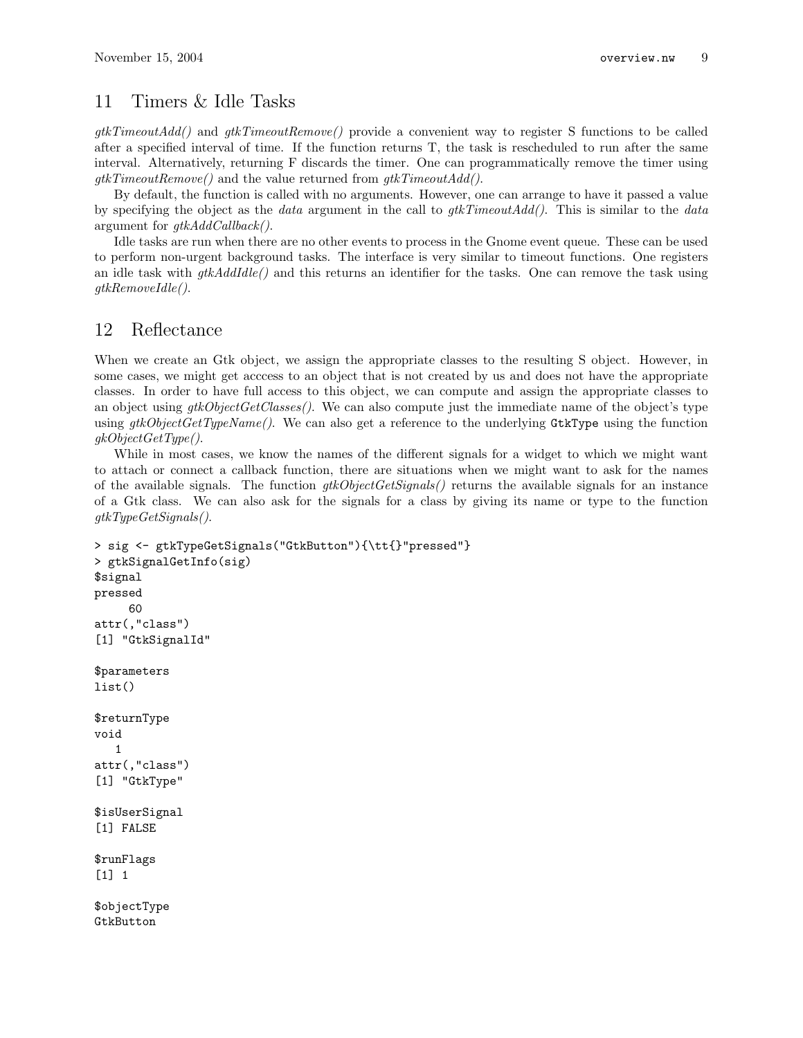## 11 Timers & Idle Tasks

*gtkTimeoutAdd()* and *gtkTimeoutRemove()* provide a convenient way to register S functions to be called after a specified interval of time. If the function returns T, the task is rescheduled to run after the same interval. Alternatively, returning F discards the timer. One can programmatically remove the timer using *gtkTimeoutRemove()* and the value returned from *gtkTimeoutAdd()*.

By default, the function is called with no arguments. However, one can arrange to have it passed a value by specifying the object as the *data* argument in the call to *gtkTimeoutAdd()*. This is similar to the *data* argument for *gtkAddCallback()*.

Idle tasks are run when there are no other events to process in the Gnome event queue. These can be used to perform non-urgent background tasks. The interface is very similar to timeout functions. One registers an idle task with *gtkAddIdle()* and this returns an identifier for the tasks. One can remove the task using *gtkRemoveIdle()*.

## 12 Reflectance

When we create an Gtk object, we assign the appropriate classes to the resulting S object. However, in some cases, we might get acccess to an object that is not created by us and does not have the appropriate classes. In order to have full access to this object, we can compute and assign the appropriate classes to an object using *gtkObjectGetClasses()*. We can also compute just the immediate name of the object's type using *gtkObjectGetTypeName()*. We can also get a reference to the underlying `GtkType` using the function *gkObjectGetType()*.

While in most cases, we know the names of the different signals for a widget to which we might want to attach or connect a callback function, there are situations when we might want to ask for the names of the available signals. The function *gtkObjectGetSignals()* returns the available signals for an instance of a Gtk class. We can also ask for the signals for a class by giving its name or type to the function *gtkTypeGetSignals()*.

```
> sig <- gtkTypeGetSignals("GtkButton"){\tt{}"pressed"}
> gtkSignalGetInfo(sig)
$signal
pressed
     60
attr(,"class")
[1] "GtkSignalId"

$parameters
list()

$returnType
void
   1
attr(,"class")
[1] "GtkType"

$isUserSignal
[1] FALSE

$runFlags
[1] 1

$objectType
GtkButton
```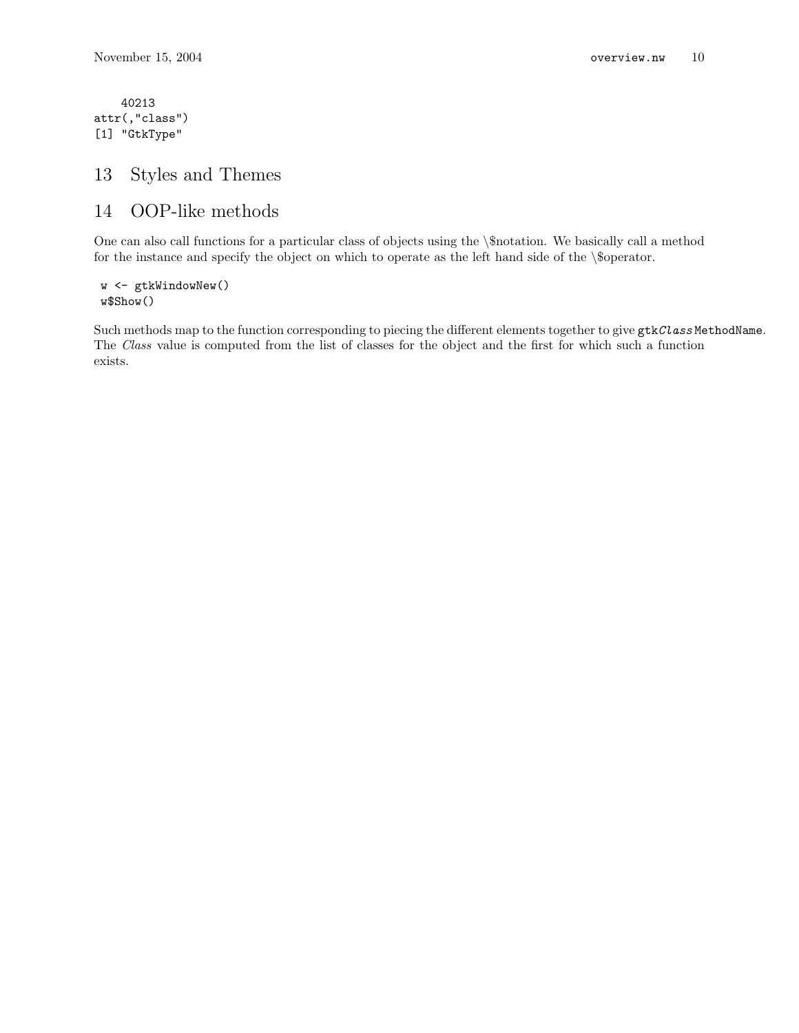```
    40213
attr(,"class")
[1] "GtkType"
```

## 13 Styles and Themes

## 14 OOP-like methods

One can also call functions for a particular class of objects using the \$notation. We basically call a method for the instance and specify the object on which to operate as the left hand side of the \$operator.

```
w <- gtkWindowNew()
w$Show()
```

Such methods map to the function corresponding to piecing the different elements together to give `gtk`*Class*`MethodName`. The *Class* value is computed from the list of classes for the object and the first for which such a function exists.